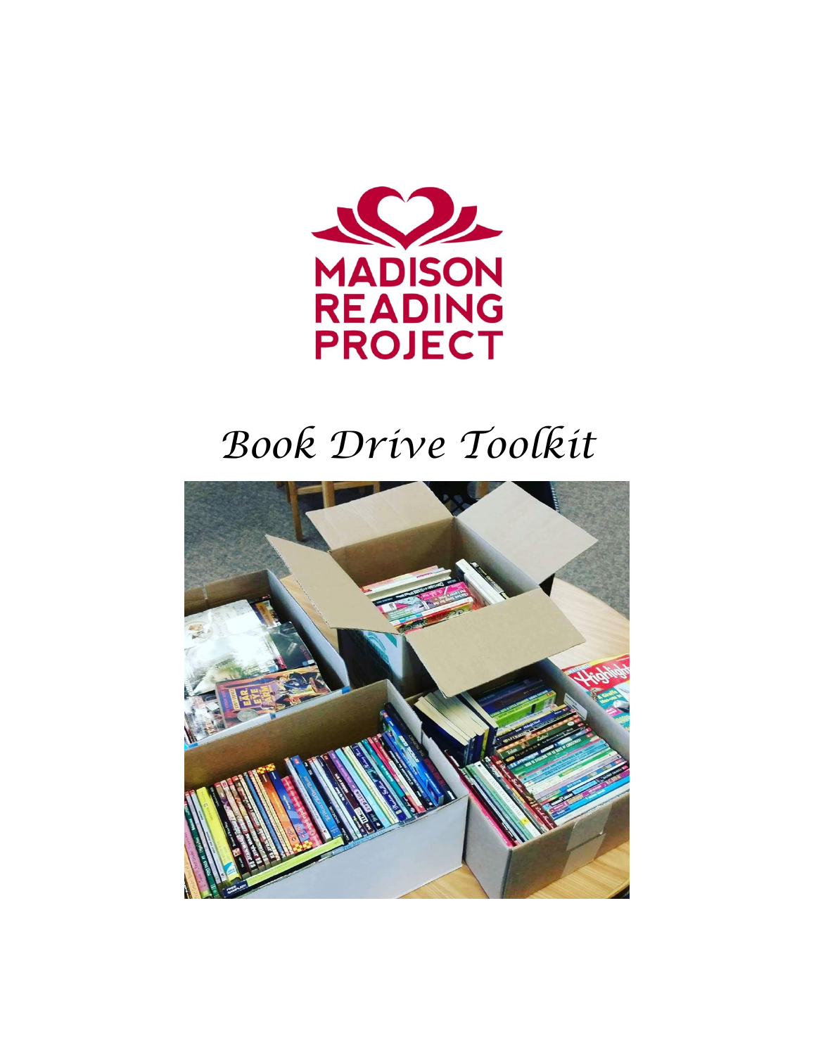MADISON READING PROJECT

# *Book Drive Toolkit*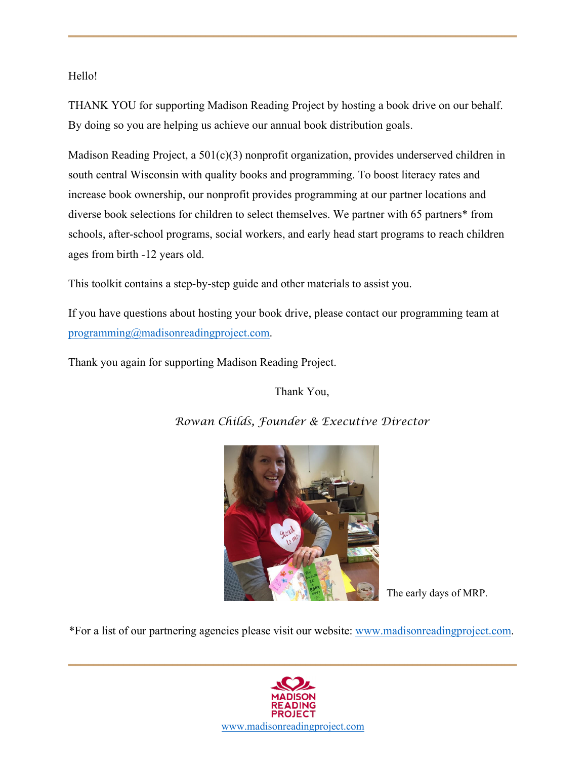Hello!

THANK YOU for supporting Madison Reading Project by hosting a book drive on our behalf. By doing so you are helping us achieve our annual book distribution goals.

Madison Reading Project, a 501(c)(3) nonprofit organization, provides underserved children in south central Wisconsin with quality books and programming. To boost literacy rates and increase book ownership, our nonprofit provides programming at our partner locations and diverse book selections for children to select themselves. We partner with 65 partners* from schools, after-school programs, social workers, and early head start programs to reach children ages from birth -12 years old.

This toolkit contains a step-by-step guide and other materials to assist you.

If you have questions about hosting your book drive, please contact our programming team at programming@madisonreadingproject.com.

Thank you again for supporting Madison Reading Project.

Thank You,

*Rowan Childs, Founder & Executive Director*

The early days of MRP.

*For a list of our partnering agencies please visit our website: www.madisonreadingproject.com.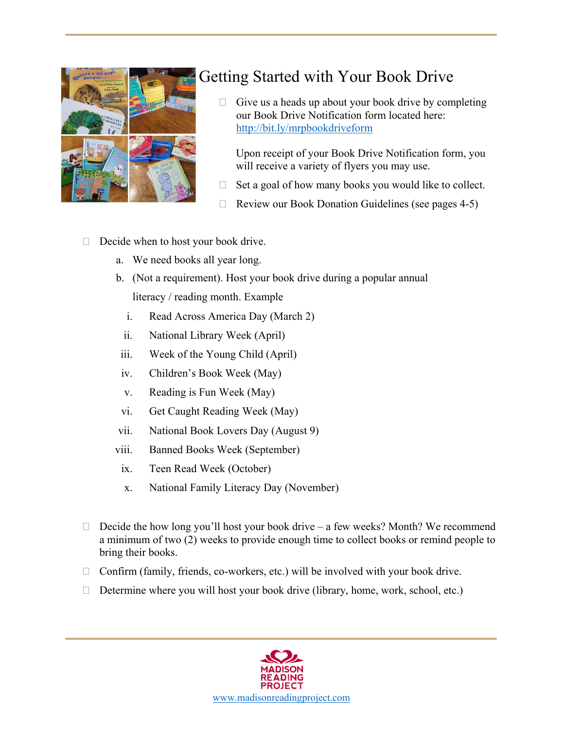# Getting Started with Your Book Drive

- [ ] Give us a heads up about your book drive by completing our Book Drive Notification form located here: [http://bit.ly/mrpbookdriveform](http://bit.ly/mrpbookdriveform)

  Upon receipt of your Book Drive Notification form, you will receive a variety of flyers you may use.
- [ ] Set a goal of how many books you would like to collect.
- [ ] Review our Book Donation Guidelines (see pages 4-5)

- [ ] Decide when to host your book drive.
  a. We need books all year long.
  b. (Not a requirement). Host your book drive during a popular annual literacy / reading month. Example
     i. Read Across America Day (March 2)
     ii. National Library Week (April)
     iii. Week of the Young Child (April)
     iv. Children's Book Week (May)
     v. Reading is Fun Week (May)
     vi. Get Caught Reading Week (May)
     vii. National Book Lovers Day (August 9)
     viii. Banned Books Week (September)
     ix. Teen Read Week (October)
     x. National Family Literacy Day (November)

- [ ] Decide the how long you'll host your book drive – a few weeks? Month? We recommend a minimum of two (2) weeks to provide enough time to collect books or remind people to bring their books.
- [ ] Confirm (family, friends, co-workers, etc.) will be involved with your book drive.
- [ ] Determine where you will host your book drive (library, home, work, school, etc.)

MADISON READING PROJECT
[www.madisonreadingproject.com](www.madisonreadingproject.com)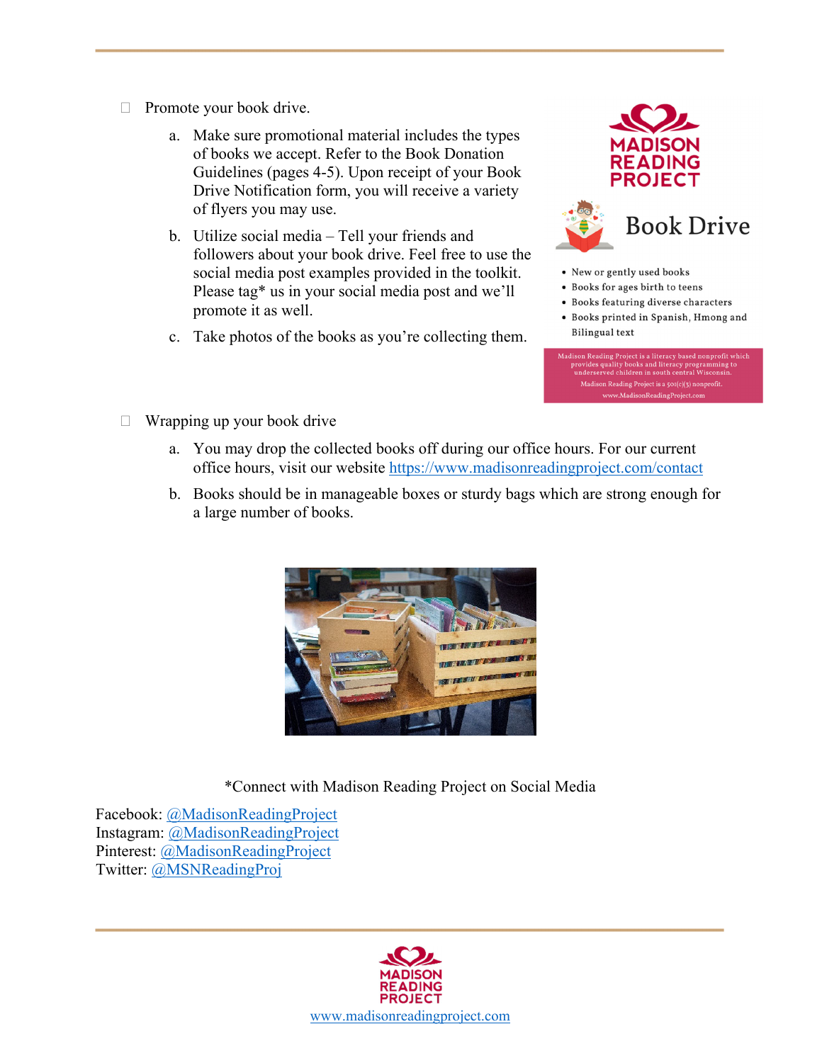- Promote your book drive.
  a. Make sure promotional material includes the types of books we accept. Refer to the Book Donation Guidelines (pages 4-5). Upon receipt of your Book Drive Notification form, you will receive a variety of flyers you may use.
  b. Utilize social media – Tell your friends and followers about your book drive. Feel free to use the social media post examples provided in the toolkit. Please tag* us in your social media post and we'll promote it as well.
  c. Take photos of the books as you're collecting them.

MADISON READING PROJECT

Book Drive

- New or gently used books
- Books for ages birth to teens
- Books featuring diverse characters
- Books printed in Spanish, Hmong and Bilingual text

Madison Reading Project is a literacy based nonprofit which provides quality books and literacy programming to underserved children in south central Wisconsin.
Madison Reading Project is a 501(c)(3) nonprofit.
www.MadisonReadingProject.com

- Wrapping up your book drive
  a. You may drop the collected books off during our office hours. For our current office hours, visit our website https://www.madisonreadingproject.com/contact
  b. Books should be in manageable boxes or sturdy bags which are strong enough for a large number of books.

*Connect with Madison Reading Project on Social Media

Facebook: @MadisonReadingProject
Instagram: @MadisonReadingProject
Pinterest: @MadisonReadingProject
Twitter: @MSNReadingProj

MADISON READING PROJECT
www.madisonreadingproject.com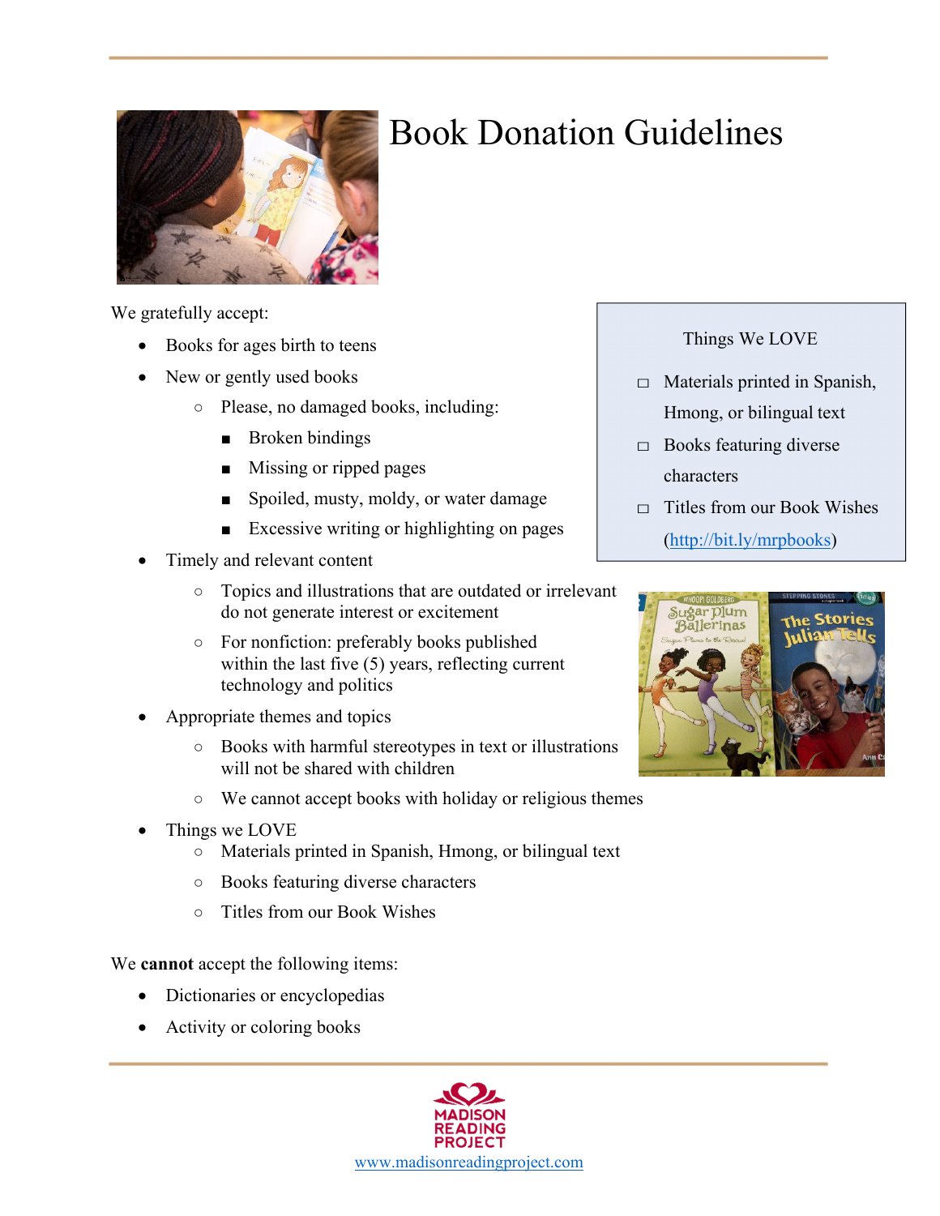# Book Donation Guidelines

We gratefully accept:

- Books for ages birth to teens
- New or gently used books
    - Please, no damaged books, including:
        - Broken bindings
        - Missing or ripped pages
        - Spoiled, musty, moldy, or water damage
        - Excessive writing or highlighting on pages
- Timely and relevant content
    - Topics and illustrations that are outdated or irrelevant do not generate interest or excitement
    - For nonfiction: preferably books published within the last five (5) years, reflecting current technology and politics
- Appropriate themes and topics
    - Books with harmful stereotypes in text or illustrations will not be shared with children
    - We cannot accept books with holiday or religious themes
- Things we LOVE
    - Materials printed in Spanish, Hmong, or bilingual text
    - Books featuring diverse characters
    - Titles from our Book Wishes

> Things We LOVE
>
> - [ ] Materials printed in Spanish, Hmong, or bilingual text
> - [ ] Books featuring diverse characters
> - [ ] Titles from our Book Wishes (http://bit.ly/mrpbooks)

We **cannot** accept the following items:

- Dictionaries or encyclopedias
- Activity or coloring books

MADISON READING PROJECT

www.madisonreadingproject.com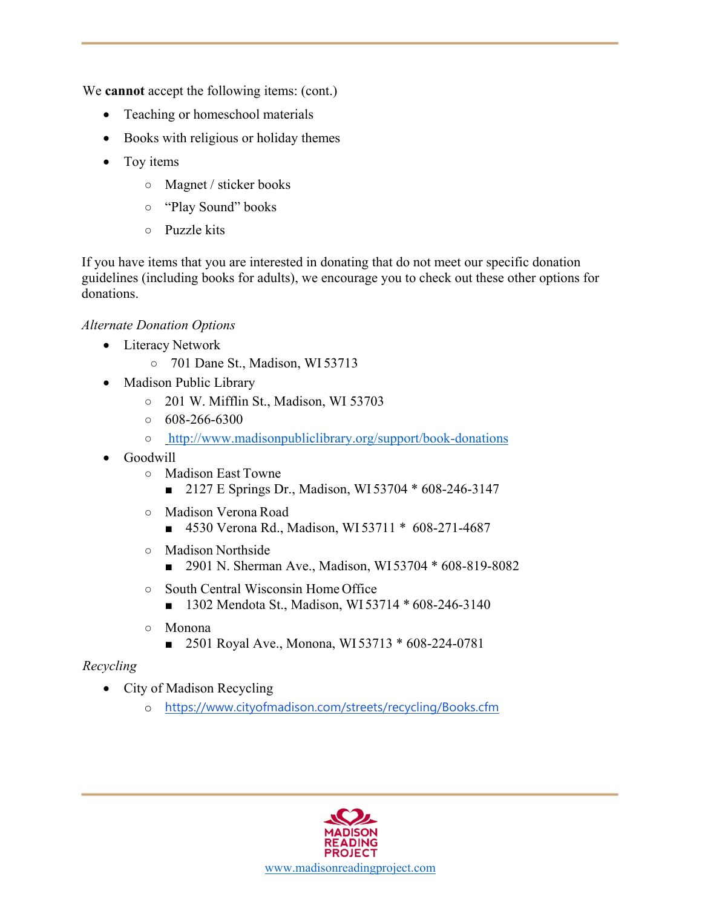We **cannot** accept the following items: (cont.)

- Teaching or homeschool materials
- Books with religious or holiday themes
- Toy items
    - Magnet / sticker books
    - "Play Sound" books
    - Puzzle kits

If you have items that you are interested in donating that do not meet our specific donation guidelines (including books for adults), we encourage you to check out these other options for donations.

*Alternate Donation Options*

- Literacy Network
    - 701 Dane St., Madison, WI 53713
- Madison Public Library
    - 201 W. Mifflin St., Madison, WI 53703
    - 608-266-6300
    - http://www.madisonpubliclibrary.org/support/book-donations
- Goodwill
    - Madison East Towne
        - 2127 E Springs Dr., Madison, WI 53704 * 608-246-3147
    - Madison Verona Road
        - 4530 Verona Rd., Madison, WI 53711 * 608-271-4687
    - Madison Northside
        - 2901 N. Sherman Ave., Madison, WI 53704 * 608-819-8082
    - South Central Wisconsin Home Office
        - 1302 Mendota St., Madison, WI 53714 * 608-246-3140
    - Monona
        - 2501 Royal Ave., Monona, WI 53713 * 608-224-0781

*Recycling*

- City of Madison Recycling
    - https://www.cityofmadison.com/streets/recycling/Books.cfm